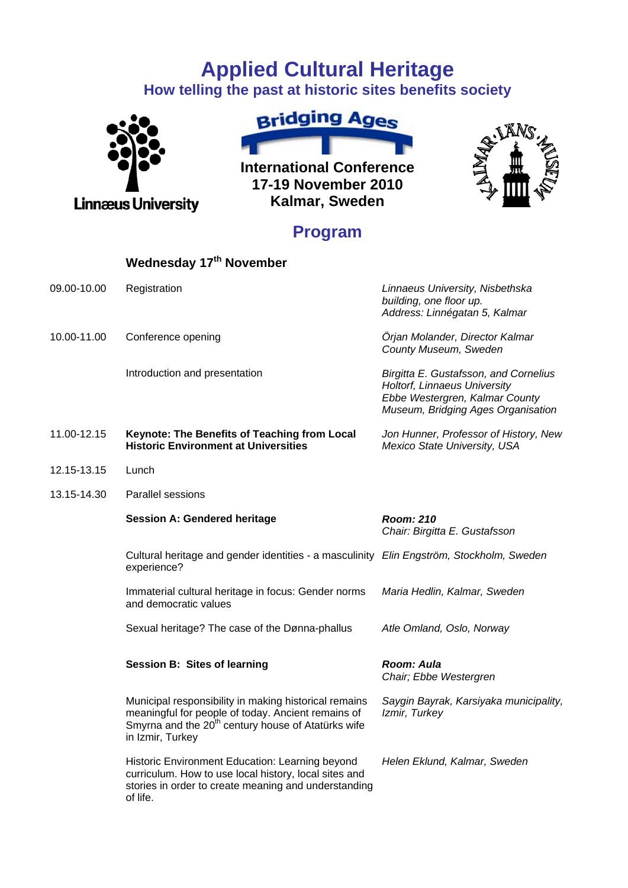# Applied Cultural Heritage

## How telling the past at historic sites benefits society

Linnæus University

Bridging Ages

**International Conference**
**17-19 November 2010**
**Kalmar, Sweden**

KALMAR LÄNS MUSEUM

## Program

### Wednesday 17th November

| Time | Event | Details |
|---|---|---|
| 09.00-10.00 | Registration | *Linnaeus University, Nisbethska building, one floor up. Address: Linnégatan 5, Kalmar* |
| 10.00-11.00 | Conference opening | *Örjan Molander, Director Kalmar County Museum, Sweden* |
| | Introduction and presentation | *Birgitta E. Gustafsson, and Cornelius Holtorf, Linnaeus University*<br>*Ebbe Westergren, Kalmar County Museum, Bridging Ages Organisation* |
| 11.00-12.15 | **Keynote: The Benefits of Teaching from Local Historic Environment at Universities** | *Jon Hunner, Professor of History, New Mexico State University, USA* |
| 12.15-13.15 | Lunch | |
| 13.15-14.30 | Parallel sessions | |
| | **Session A: Gendered heritage** | ***Room: 210***<br>*Chair: Birgitta E. Gustafsson* |
| | Cultural heritage and gender identities - a masculinity experience? | *Elin Engström, Stockholm, Sweden* |
| | Immaterial cultural heritage in focus: Gender norms and democratic values | *Maria Hedlin, Kalmar, Sweden* |
| | Sexual heritage? The case of the Dønna-phallus | *Atle Omland, Oslo, Norway* |
| | **Session B: Sites of learning** | ***Room: Aula***<br>*Chair; Ebbe Westergren* |
| | Municipal responsibility in making historical remains meaningful for people of today. Ancient remains of Smyrna and the 20th century house of Atatürks wife in Izmir, Turkey | *Saygin Bayrak, Karsiyaka municipality, Izmir, Turkey* |
| | Historic Environment Education: Learning beyond curriculum. How to use local history, local sites and stories in order to create meaning and understanding of life. | *Helen Eklund, Kalmar, Sweden* |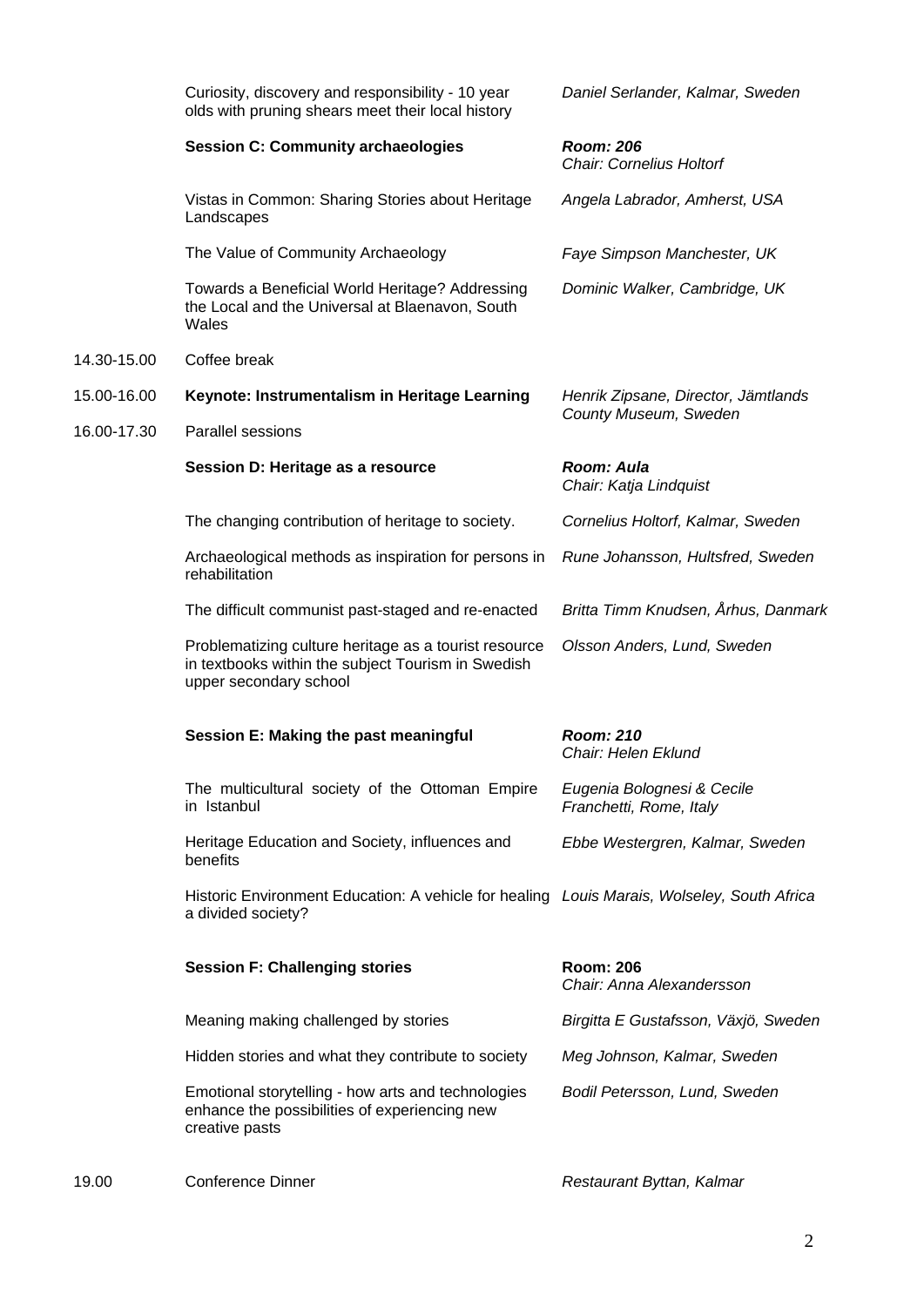| | | |
|---|---|---|
| | Curiosity, discovery and responsibility - 10 year olds with pruning shears meet their local history | *Daniel Serlander, Kalmar, Sweden* |
| | **Session C: Community archaeologies** | ***Room: 206*** *Chair: Cornelius Holtorf* |
| | Vistas in Common: Sharing Stories about Heritage Landscapes | *Angela Labrador, Amherst, USA* |
| | The Value of Community Archaeology | *Faye Simpson Manchester, UK* |
| | Towards a Beneficial World Heritage? Addressing the Local and the Universal at Blaenavon, South Wales | *Dominic Walker, Cambridge, UK* |
| 14.30-15.00 | Coffee break | |
| 15.00-16.00 | **Keynote: Instrumentalism in Heritage Learning** | *Henrik Zipsane, Director, Jämtlands County Museum, Sweden* |
| 16.00-17.30 | Parallel sessions | |
| | **Session D: Heritage as a resource** | ***Room: Aula*** *Chair: Katja Lindquist* |
| | The changing contribution of heritage to society. | *Cornelius Holtorf, Kalmar, Sweden* |
| | Archaeological methods as inspiration for persons in rehabilitation | *Rune Johansson, Hultsfred, Sweden* |
| | The difficult communist past-staged and re-enacted | *Britta Timm Knudsen, Århus, Danmark* |
| | Problematizing culture heritage as a tourist resource in textbooks within the subject Tourism in Swedish upper secondary school | *Olsson Anders, Lund, Sweden* |
| | **Session E: Making the past meaningful** | ***Room: 210*** *Chair: Helen Eklund* |
| | The multicultural society of the Ottoman Empire in Istanbul | *Eugenia Bolognesi & Cecile Franchetti, Rome, Italy* |
| | Heritage Education and Society, influences and benefits | *Ebbe Westergren, Kalmar, Sweden* |
| | Historic Environment Education: A vehicle for healing a divided society? | *Louis Marais, Wolseley, South Africa* |
| | **Session F: Challenging stories** | **Room: 206** *Chair: Anna Alexandersson* |
| | Meaning making challenged by stories | *Birgitta E Gustafsson, Växjö, Sweden* |
| | Hidden stories and what they contribute to society | *Meg Johnson, Kalmar, Sweden* |
| | Emotional storytelling - how arts and technologies enhance the possibilities of experiencing new creative pasts | *Bodil Petersson, Lund, Sweden* |
| 19.00 | Conference Dinner | *Restaurant Byttan, Kalmar* |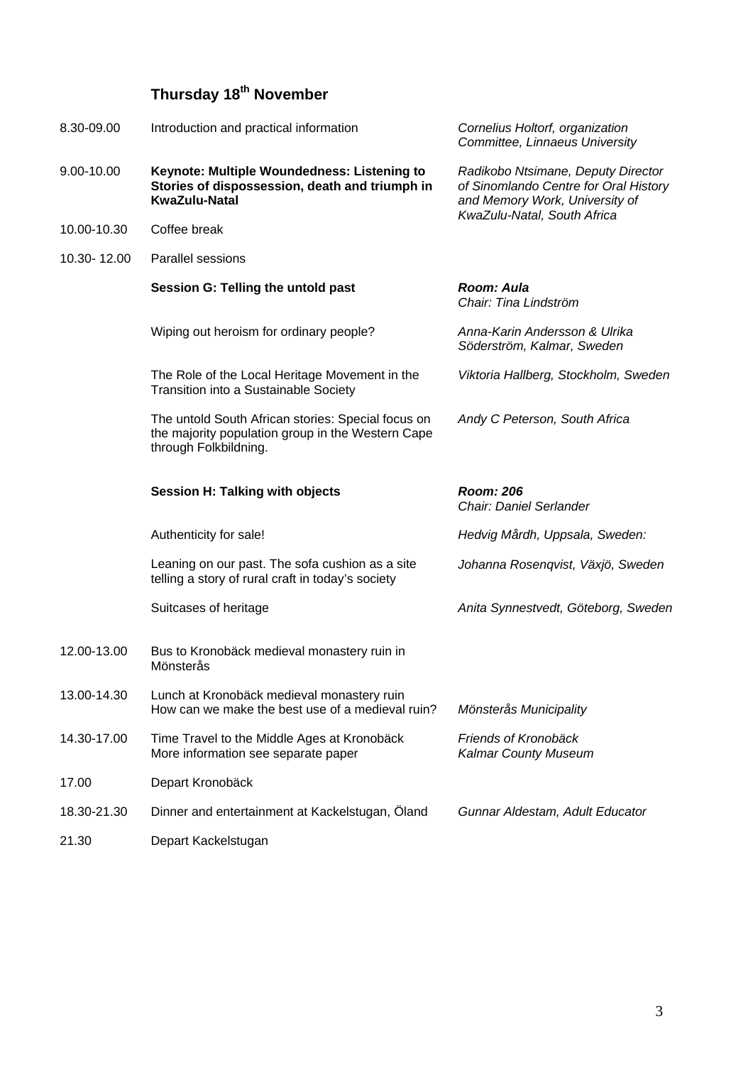## Thursday 18th November

| | | |
|---|---|---|
| 8.30-09.00 | Introduction and practical information | *Cornelius Holtorf, organization Committee, Linnaeus University* |
| 9.00-10.00 | **Keynote: Multiple Woundedness: Listening to Stories of dispossession, death and triumph in KwaZulu-Natal** | *Radikobo Ntsimane, Deputy Director of Sinomlando Centre for Oral History and Memory Work, University of KwaZulu-Natal, South Africa* |
| 10.00-10.30 | Coffee break | |
| 10.30- 12.00 | Parallel sessions | |
| | **Session G: Telling the untold past** | ***Room: Aula*** *Chair: Tina Lindström* |
| | Wiping out heroism for ordinary people? | *Anna-Karin Andersson & Ulrika Söderström, Kalmar, Sweden* |
| | The Role of the Local Heritage Movement in the Transition into a Sustainable Society | *Viktoria Hallberg, Stockholm, Sweden* |
| | The untold South African stories: Special focus on the majority population group in the Western Cape through Folkbildning. | *Andy C Peterson, South Africa* |
| | **Session H: Talking with objects** | ***Room: 206*** *Chair: Daniel Serlander* |
| | Authenticity for sale! | *Hedvig Mårdh, Uppsala, Sweden:* |
| | Leaning on our past. The sofa cushion as a site telling a story of rural craft in today's society | *Johanna Rosenqvist, Växjö, Sweden* |
| | Suitcases of heritage | *Anita Synnestvedt, Göteborg, Sweden* |
| 12.00-13.00 | Bus to Kronobäck medieval monastery ruin in Mönsterås | |
| 13.00-14.30 | Lunch at Kronobäck medieval monastery ruin How can we make the best use of a medieval ruin? | *Mönsterås Municipality* |
| 14.30-17.00 | Time Travel to the Middle Ages at Kronobäck More information see separate paper | *Friends of Kronobäck Kalmar County Museum* |
| 17.00 | Depart Kronobäck | |
| 18.30-21.30 | Dinner and entertainment at Kackelstugan, Öland | *Gunnar Aldestam, Adult Educator* |
| 21.30 | Depart Kackelstugan | |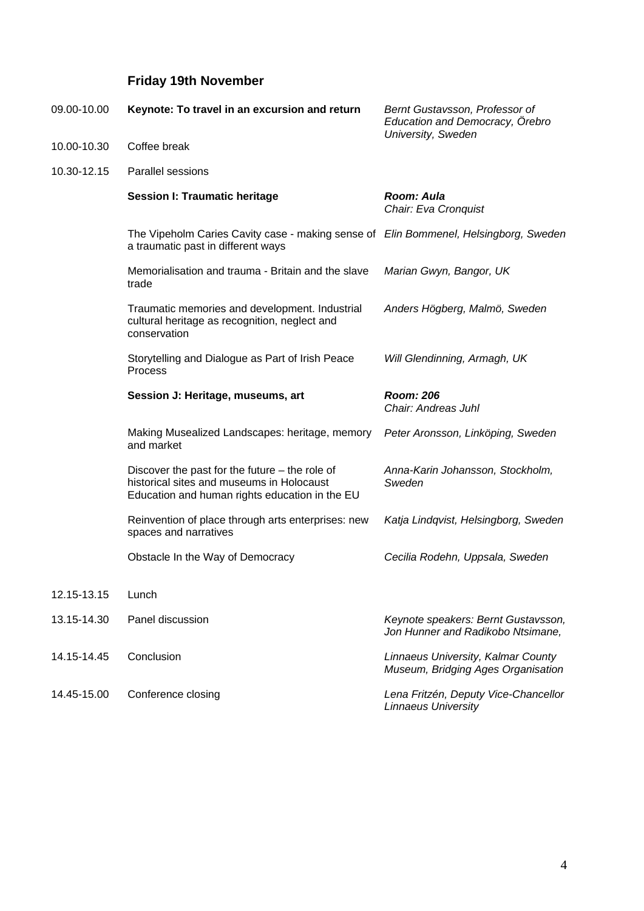## Friday 19th November

| | | |
|---|---|---|
| 09.00-10.00 | **Keynote: To travel in an excursion and return** | *Bernt Gustavsson, Professor of Education and Democracy, Örebro University, Sweden* |
| 10.00-10.30 | Coffee break | |
| 10.30-12.15 | Parallel sessions | |
| | **Session I: Traumatic heritage** | ***Room: Aula*** *Chair: Eva Cronquist* |
| | The Vipeholm Caries Cavity case - making sense of a traumatic past in different ways | *Elin Bommenel, Helsingborg, Sweden* |
| | Memorialisation and trauma - Britain and the slave trade | *Marian Gwyn, Bangor, UK* |
| | Traumatic memories and development. Industrial cultural heritage as recognition, neglect and conservation | *Anders Högberg, Malmö, Sweden* |
| | Storytelling and Dialogue as Part of Irish Peace Process | *Will Glendinning, Armagh, UK* |
| | **Session J: Heritage, museums, art** | ***Room: 206*** *Chair: Andreas Juhl* |
| | Making Musealized Landscapes: heritage, memory and market | *Peter Aronsson, Linköping, Sweden* |
| | Discover the past for the future – the role of historical sites and museums in Holocaust Education and human rights education in the EU | *Anna-Karin Johansson, Stockholm, Sweden* |
| | Reinvention of place through arts enterprises: new spaces and narratives | *Katja Lindqvist, Helsingborg, Sweden* |
| | Obstacle In the Way of Democracy | *Cecilia Rodehn, Uppsala, Sweden* |
| 12.15-13.15 | Lunch | |
| 13.15-14.30 | Panel discussion | *Keynote speakers: Bernt Gustavsson, Jon Hunner and Radikobo Ntsimane,* |
| 14.15-14.45 | Conclusion | *Linnaeus University, Kalmar County Museum, Bridging Ages Organisation* |
| 14.45-15.00 | Conference closing | *Lena Fritzén, Deputy Vice-Chancellor Linnaeus University* |